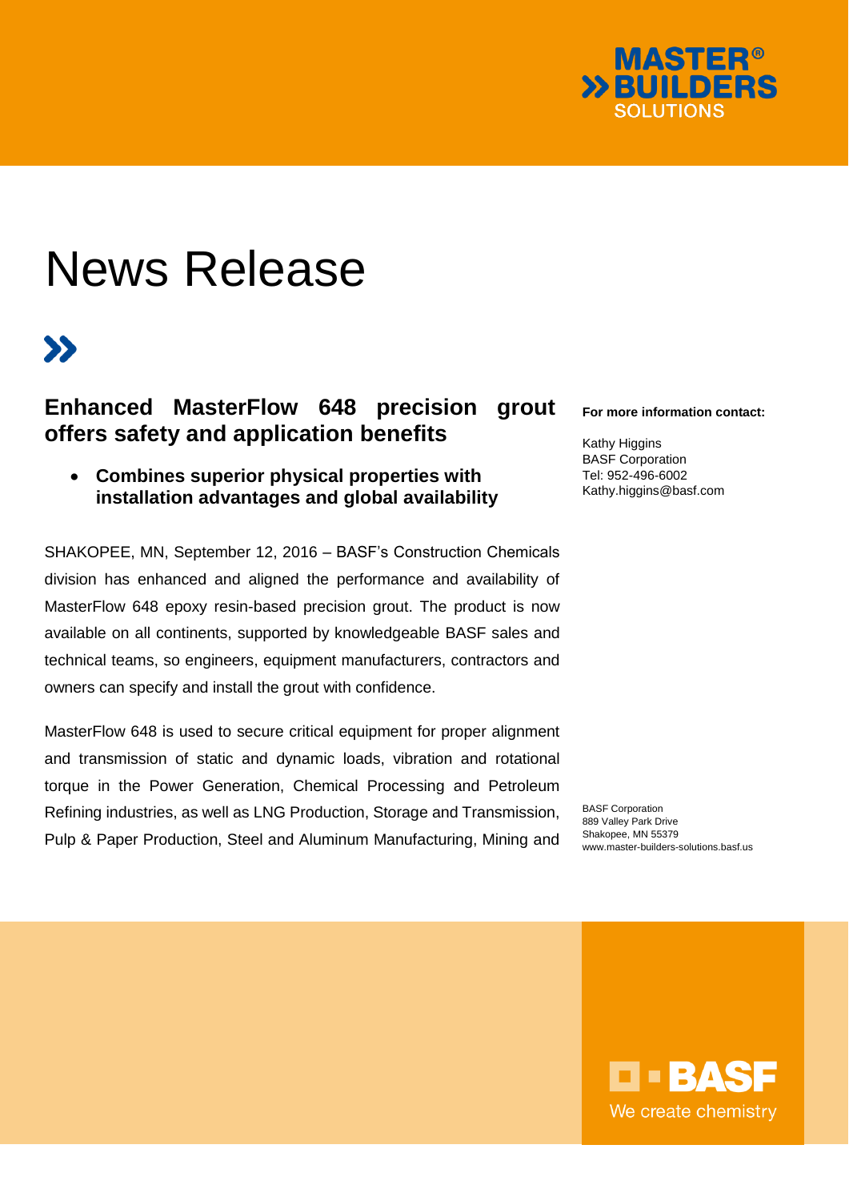# News Release

## Enhanced MasterFlow 648 precision grout offers safety and application benefits

- **Combines superior physical properties with installation advantages and global availability**

SHAKOPEE, MN, September 12, 2016 – BASF's Construction Chemicals division has enhanced and aligned the performance and availability of MasterFlow 648 epoxy resin-based precision grout. The product is now available on all continents, supported by knowledgeable BASF sales and technical teams, so engineers, equipment manufacturers, contractors and owners can specify and install the grout with confidence.

MasterFlow 648 is used to secure critical equipment for proper alignment and transmission of static and dynamic loads, vibration and rotational torque in the Power Generation, Chemical Processing and Petroleum Refining industries, as well as LNG Production, Storage and Transmission, Pulp & Paper Production, Steel and Aluminum Manufacturing, Mining and

**For more information contact:**

Kathy Higgins
BASF Corporation
Tel: 952-496-6002
Kathy.higgins@basf.com

BASF Corporation
889 Valley Park Drive
Shakopee, MN 55379
www.master-builders-solutions.basf.us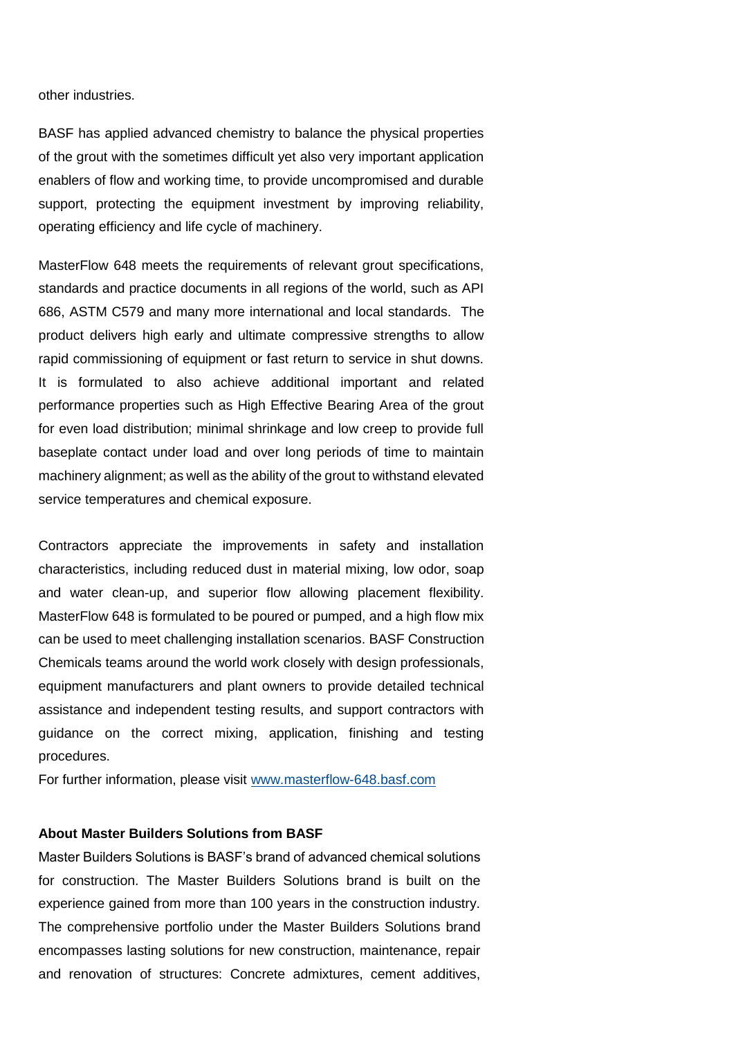other industries.

BASF has applied advanced chemistry to balance the physical properties of the grout with the sometimes difficult yet also very important application enablers of flow and working time, to provide uncompromised and durable support, protecting the equipment investment by improving reliability, operating efficiency and life cycle of machinery.

MasterFlow 648 meets the requirements of relevant grout specifications, standards and practice documents in all regions of the world, such as API 686, ASTM C579 and many more international and local standards. The product delivers high early and ultimate compressive strengths to allow rapid commissioning of equipment or fast return to service in shut downs. It is formulated to also achieve additional important and related performance properties such as High Effective Bearing Area of the grout for even load distribution; minimal shrinkage and low creep to provide full baseplate contact under load and over long periods of time to maintain machinery alignment; as well as the ability of the grout to withstand elevated service temperatures and chemical exposure.

Contractors appreciate the improvements in safety and installation characteristics, including reduced dust in material mixing, low odor, soap and water clean-up, and superior flow allowing placement flexibility. MasterFlow 648 is formulated to be poured or pumped, and a high flow mix can be used to meet challenging installation scenarios. BASF Construction Chemicals teams around the world work closely with design professionals, equipment manufacturers and plant owners to provide detailed technical assistance and independent testing results, and support contractors with guidance on the correct mixing, application, finishing and testing procedures.

For further information, please visit [www.masterflow-648.basf.com](http://www.masterflow-648.basf.com)

**About Master Builders Solutions from BASF**

Master Builders Solutions is BASF's brand of advanced chemical solutions for construction. The Master Builders Solutions brand is built on the experience gained from more than 100 years in the construction industry. The comprehensive portfolio under the Master Builders Solutions brand encompasses lasting solutions for new construction, maintenance, repair and renovation of structures: Concrete admixtures, cement additives,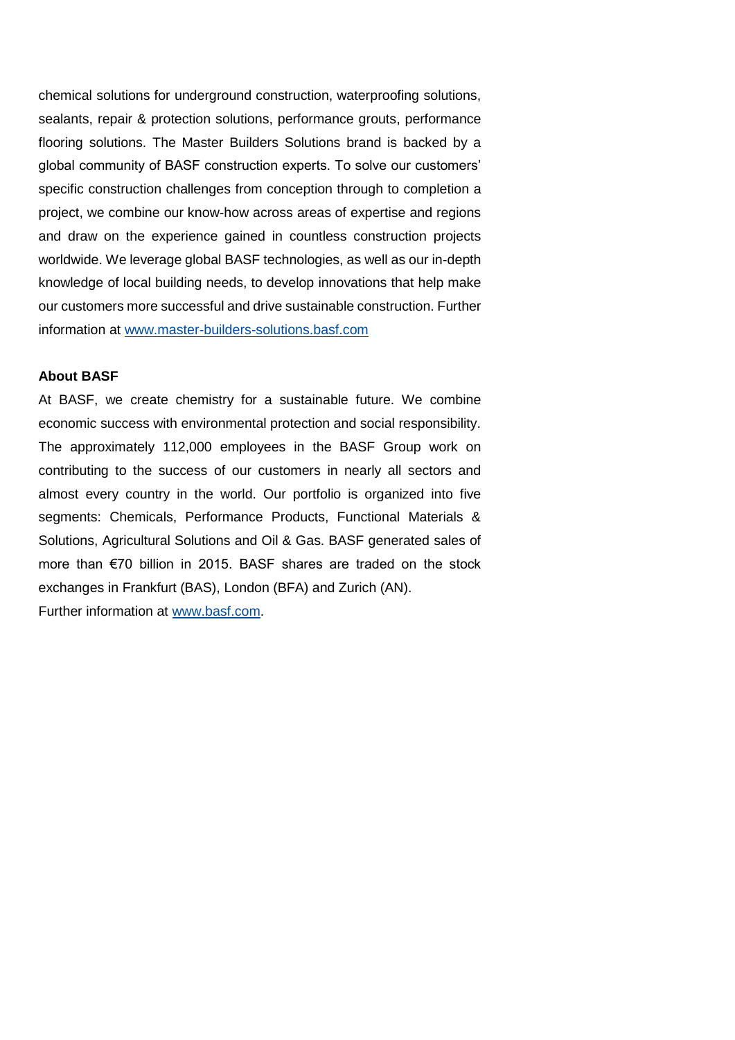chemical solutions for underground construction, waterproofing solutions, sealants, repair & protection solutions, performance grouts, performance flooring solutions. The Master Builders Solutions brand is backed by a global community of BASF construction experts. To solve our customers' specific construction challenges from conception through to completion a project, we combine our know-how across areas of expertise and regions and draw on the experience gained in countless construction projects worldwide. We leverage global BASF technologies, as well as our in-depth knowledge of local building needs, to develop innovations that help make our customers more successful and drive sustainable construction. Further information at [www.master-builders-solutions.basf.com](http://www.master-builders-solutions.basf.com)

**About BASF**

At BASF, we create chemistry for a sustainable future. We combine economic success with environmental protection and social responsibility. The approximately 112,000 employees in the BASF Group work on contributing to the success of our customers in nearly all sectors and almost every country in the world. Our portfolio is organized into five segments: Chemicals, Performance Products, Functional Materials & Solutions, Agricultural Solutions and Oil & Gas. BASF generated sales of more than €70 billion in 2015. BASF shares are traded on the stock exchanges in Frankfurt (BAS), London (BFA) and Zurich (AN).
Further information at [www.basf.com](http://www.basf.com).